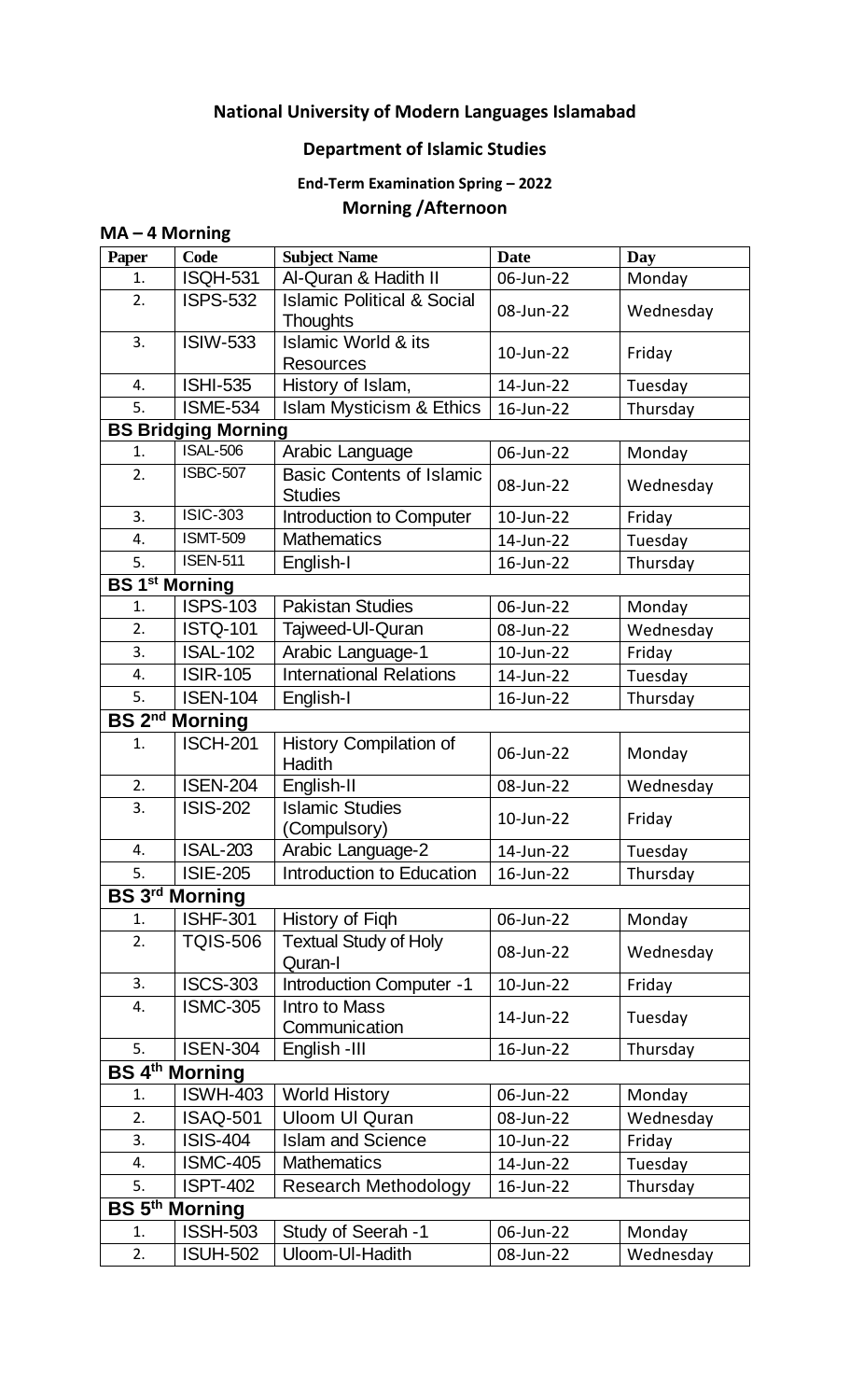# National University of Modern Languages Islamabad

## Department of Islamic Studies

### End-Term Examination Spring – 2022

### Morning /Afternoon

| Paper | Code | Subject Name | Date | Day |
|---|---|---|---|---|
| **MA – 4 Morning** | | | | |
| 1. | ISQH-531 | Al-Quran & Hadith II | 06-Jun-22 | Monday |
| 2. | ISPS-532 | Islamic Political & Social Thoughts | 08-Jun-22 | Wednesday |
| 3. | ISIW-533 | Islamic World & its Resources | 10-Jun-22 | Friday |
| 4. | ISHI-535 | History of Islam, | 14-Jun-22 | Tuesday |
| 5. | ISME-534 | Islam Mysticism & Ethics | 16-Jun-22 | Thursday |
| **BS Bridging Morning** | | | | |
| 1. | ISAL-506 | Arabic Language | 06-Jun-22 | Monday |
| 2. | ISBC-507 | Basic Contents of Islamic Studies | 08-Jun-22 | Wednesday |
| 3. | ISIC-303 | Introduction to Computer | 10-Jun-22 | Friday |
| 4. | ISMT-509 | Mathematics | 14-Jun-22 | Tuesday |
| 5. | ISEN-511 | English-I | 16-Jun-22 | Thursday |
| **BS 1st Morning** | | | | |
| 1. | ISPS-103 | Pakistan Studies | 06-Jun-22 | Monday |
| 2. | ISTQ-101 | Tajweed-Ul-Quran | 08-Jun-22 | Wednesday |
| 3. | ISAL-102 | Arabic Language-1 | 10-Jun-22 | Friday |
| 4. | ISIR-105 | International Relations | 14-Jun-22 | Tuesday |
| 5. | ISEN-104 | English-I | 16-Jun-22 | Thursday |
| **BS 2nd Morning** | | | | |
| 1. | ISCH-201 | History Compilation of Hadith | 06-Jun-22 | Monday |
| 2. | ISEN-204 | English-II | 08-Jun-22 | Wednesday |
| 3. | ISIS-202 | Islamic Studies (Compulsory) | 10-Jun-22 | Friday |
| 4. | ISAL-203 | Arabic Language-2 | 14-Jun-22 | Tuesday |
| 5. | ISIE-205 | Introduction to Education | 16-Jun-22 | Thursday |
| **BS 3rd Morning** | | | | |
| 1. | ISHF-301 | History of Fiqh | 06-Jun-22 | Monday |
| 2. | TQIS-506 | Textual Study of Holy Quran-I | 08-Jun-22 | Wednesday |
| 3. | ISCS-303 | Introduction Computer -1 | 10-Jun-22 | Friday |
| 4. | ISMC-305 | Intro to Mass Communication | 14-Jun-22 | Tuesday |
| 5. | ISEN-304 | English -III | 16-Jun-22 | Thursday |
| **BS 4th Morning** | | | | |
| 1. | ISWH-403 | World History | 06-Jun-22 | Monday |
| 2. | ISAQ-501 | Uloom Ul Quran | 08-Jun-22 | Wednesday |
| 3. | ISIS-404 | Islam and Science | 10-Jun-22 | Friday |
| 4. | ISMC-405 | Mathematics | 14-Jun-22 | Tuesday |
| 5. | ISPT-402 | Research Methodology | 16-Jun-22 | Thursday |
| **BS 5th Morning** | | | | |
| 1. | ISSH-503 | Study of Seerah -1 | 06-Jun-22 | Monday |
| 2. | ISUH-502 | Uloom-Ul-Hadith | 08-Jun-22 | Wednesday |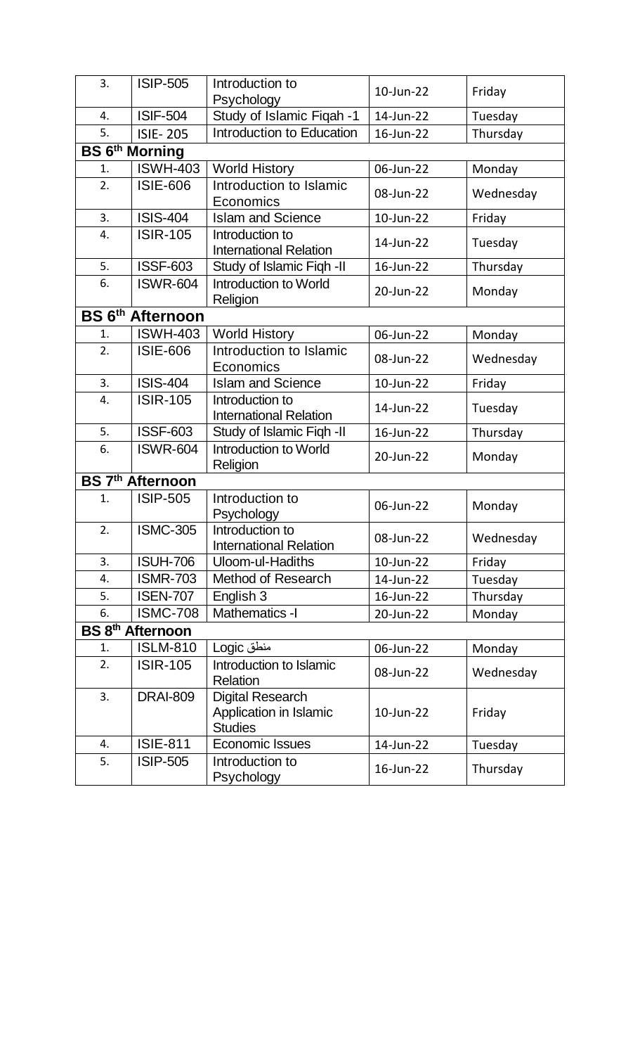| | | | | |
|---|---|---|---|---|
| 3. | ISIP-505 | Introduction to Psychology | 10-Jun-22 | Friday |
| 4. | ISIF-504 | Study of Islamic Fiqah -1 | 14-Jun-22 | Tuesday |
| 5. | ISIE- 205 | Introduction to Education | 16-Jun-22 | Thursday |
| **BS 6th Morning** | | | | |
| 1. | ISWH-403 | World History | 06-Jun-22 | Monday |
| 2. | ISIE-606 | Introduction to Islamic Economics | 08-Jun-22 | Wednesday |
| 3. | ISIS-404 | Islam and Science | 10-Jun-22 | Friday |
| 4. | ISIR-105 | Introduction to International Relation | 14-Jun-22 | Tuesday |
| 5. | ISSF-603 | Study of Islamic Fiqh -II | 16-Jun-22 | Thursday |
| 6. | ISWR-604 | Introduction to World Religion | 20-Jun-22 | Monday |
| **BS 6th Afternoon** | | | | |
| 1. | ISWH-403 | World History | 06-Jun-22 | Monday |
| 2. | ISIE-606 | Introduction to Islamic Economics | 08-Jun-22 | Wednesday |
| 3. | ISIS-404 | Islam and Science | 10-Jun-22 | Friday |
| 4. | ISIR-105 | Introduction to International Relation | 14-Jun-22 | Tuesday |
| 5. | ISSF-603 | Study of Islamic Fiqh -II | 16-Jun-22 | Thursday |
| 6. | ISWR-604 | Introduction to World Religion | 20-Jun-22 | Monday |
| **BS 7th Afternoon** | | | | |
| 1. | ISIP-505 | Introduction to Psychology | 06-Jun-22 | Monday |
| 2. | ISMC-305 | Introduction to International Relation | 08-Jun-22 | Wednesday |
| 3. | ISUH-706 | Uloom-ul-Hadiths | 10-Jun-22 | Friday |
| 4. | ISMR-703 | Method of Research | 14-Jun-22 | Tuesday |
| 5. | ISEN-707 | English 3 | 16-Jun-22 | Thursday |
| 6. | ISMC-708 | Mathematics -I | 20-Jun-22 | Monday |
| **BS 8th Afternoon** | | | | |
| 1. | ISLM-810 | Logic منطق | 06-Jun-22 | Monday |
| 2. | ISIR-105 | Introduction to Islamic Relation | 08-Jun-22 | Wednesday |
| 3. | DRAI-809 | Digital Research Application in Islamic Studies | 10-Jun-22 | Friday |
| 4. | ISIE-811 | Economic Issues | 14-Jun-22 | Tuesday |
| 5. | ISIP-505 | Introduction to Psychology | 16-Jun-22 | Thursday |